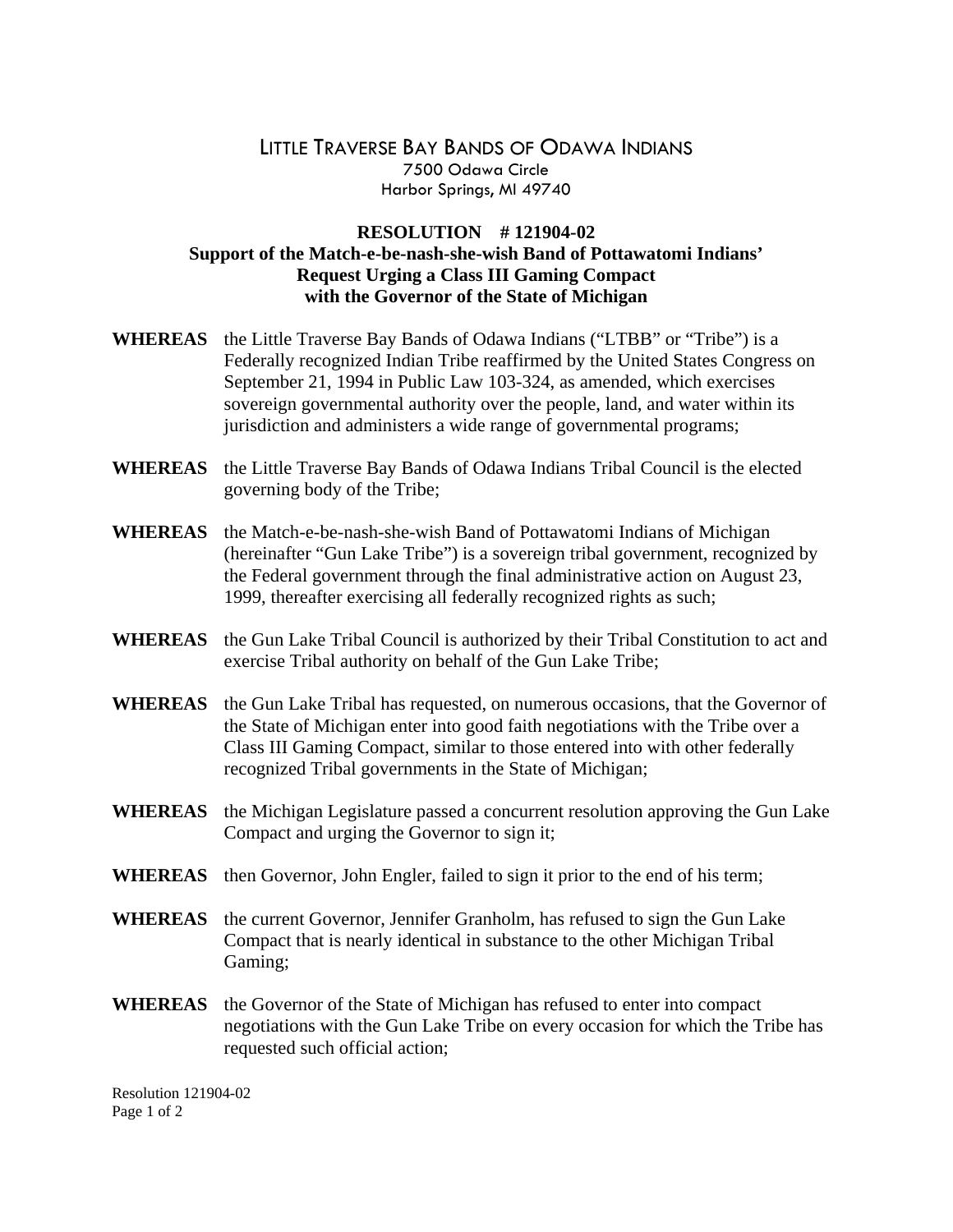# Little Traverse Bay Bands of Odawa Indians

7500 Odawa Circle
Harbor Springs, MI 49740

## RESOLUTION # 121904-02
## Support of the Match-e-be-nash-she-wish Band of Pottawatomi Indians' Request Urging a Class III Gaming Compact with the Governor of the State of Michigan

**WHEREAS** the Little Traverse Bay Bands of Odawa Indians ("LTBB" or "Tribe") is a Federally recognized Indian Tribe reaffirmed by the United States Congress on September 21, 1994 in Public Law 103-324, as amended, which exercises sovereign governmental authority over the people, land, and water within its jurisdiction and administers a wide range of governmental programs;

**WHEREAS** the Little Traverse Bay Bands of Odawa Indians Tribal Council is the elected governing body of the Tribe;

**WHEREAS** the Match-e-be-nash-she-wish Band of Pottawatomi Indians of Michigan (hereinafter "Gun Lake Tribe") is a sovereign tribal government, recognized by the Federal government through the final administrative action on August 23, 1999, thereafter exercising all federally recognized rights as such;

**WHEREAS** the Gun Lake Tribal Council is authorized by their Tribal Constitution to act and exercise Tribal authority on behalf of the Gun Lake Tribe;

**WHEREAS** the Gun Lake Tribal has requested, on numerous occasions, that the Governor of the State of Michigan enter into good faith negotiations with the Tribe over a Class III Gaming Compact, similar to those entered into with other federally recognized Tribal governments in the State of Michigan;

**WHEREAS** the Michigan Legislature passed a concurrent resolution approving the Gun Lake Compact and urging the Governor to sign it;

**WHEREAS** then Governor, John Engler, failed to sign it prior to the end of his term;

**WHEREAS** the current Governor, Jennifer Granholm, has refused to sign the Gun Lake Compact that is nearly identical in substance to the other Michigan Tribal Gaming;

**WHEREAS** the Governor of the State of Michigan has refused to enter into compact negotiations with the Gun Lake Tribe on every occasion for which the Tribe has requested such official action;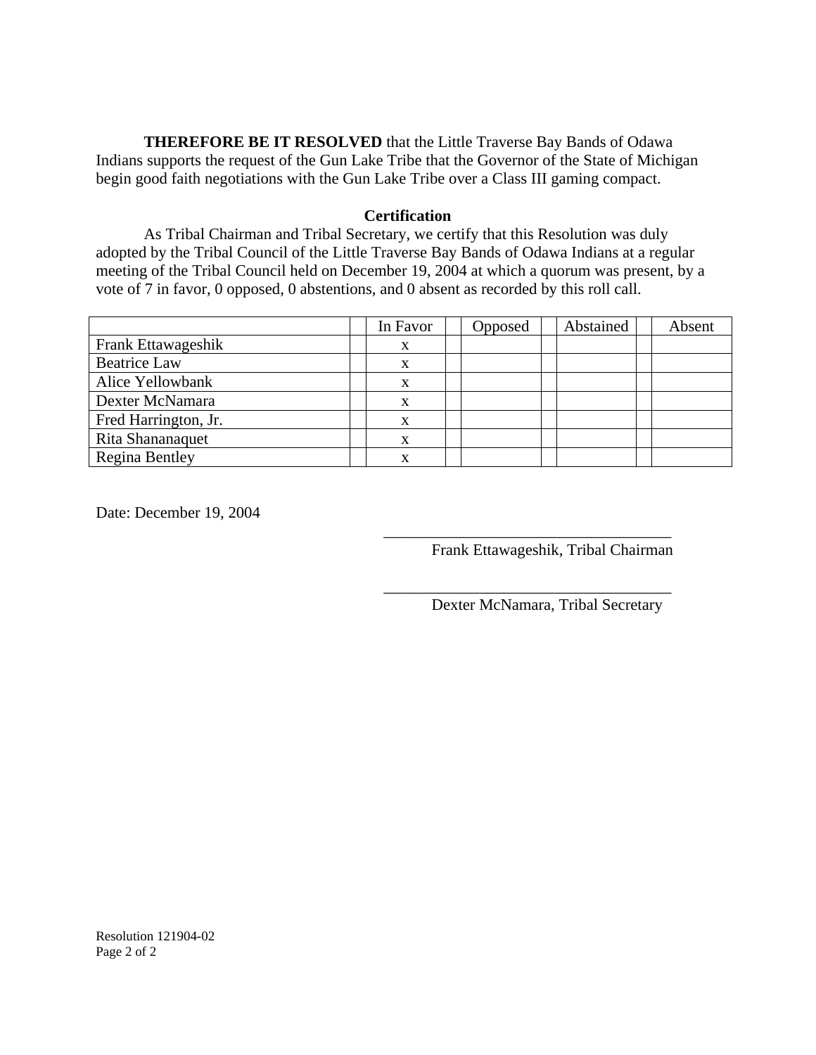**THEREFORE BE IT RESOLVED** that the Little Traverse Bay Bands of Odawa Indians supports the request of the Gun Lake Tribe that the Governor of the State of Michigan begin good faith negotiations with the Gun Lake Tribe over a Class III gaming compact.

**Certification**

As Tribal Chairman and Tribal Secretary, we certify that this Resolution was duly adopted by the Tribal Council of the Little Traverse Bay Bands of Odawa Indians at a regular meeting of the Tribal Council held on December 19, 2004 at which a quorum was present, by a vote of 7 in favor, 0 opposed, 0 abstentions, and 0 absent as recorded by this roll call.

| | In Favor | Opposed | Abstained | Absent |
|---|---|---|---|---|
| Frank Ettawageshik | x | | | |
| Beatrice Law | x | | | |
| Alice Yellowbank | x | | | |
| Dexter McNamara | x | | | |
| Fred Harrington, Jr. | x | | | |
| Rita Shananaquet | x | | | |
| Regina Bentley | x | | | |

Date: December 19, 2004

\_\_\_\_\_\_\_\_\_\_\_\_\_\_\_\_\_\_\_\_\_\_\_\_\_\_\_\_\_\_\_\_\_\_\_\_
Frank Ettawageshik, Tribal Chairman

\_\_\_\_\_\_\_\_\_\_\_\_\_\_\_\_\_\_\_\_\_\_\_\_\_\_\_\_\_\_\_\_\_\_\_\_
Dexter McNamara, Tribal Secretary

Resolution 121904-02